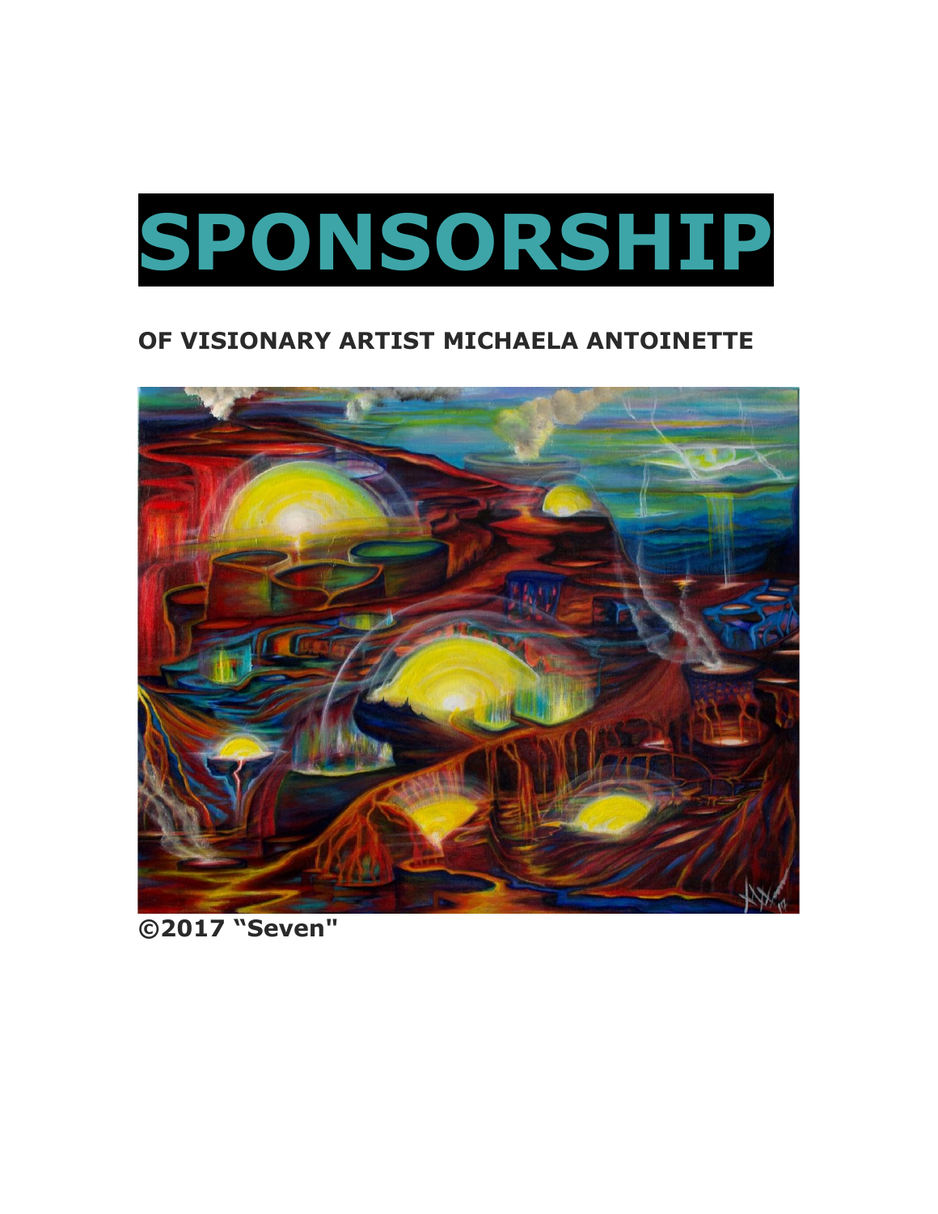# SPONSORSHIP

## OF VISIONARY ARTIST MICHAELA ANTOINETTE

**©2017 "Seven"**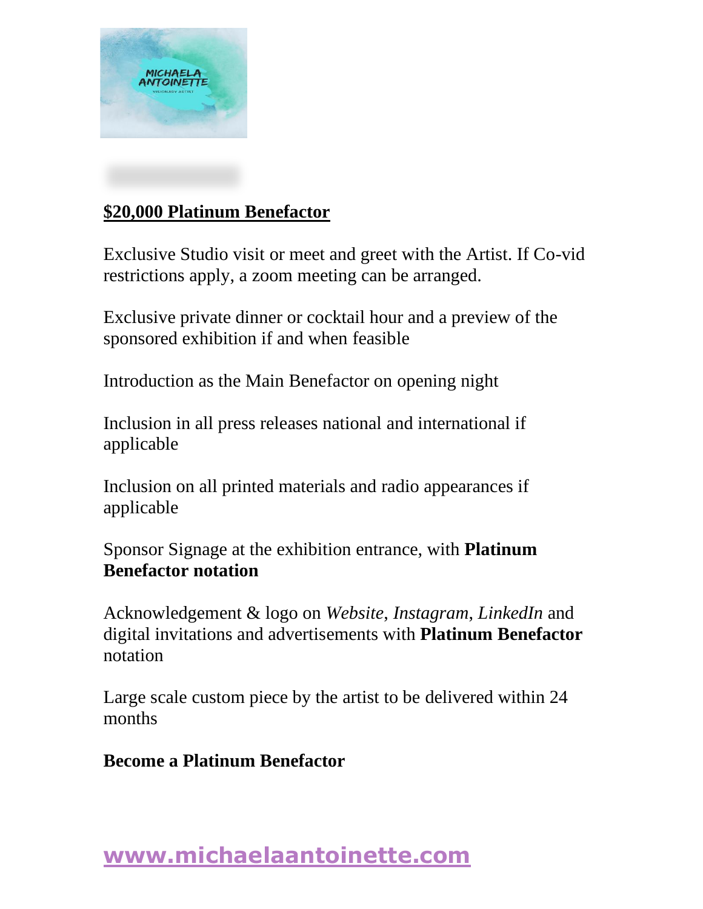**$20,000 Platinum Benefactor**

Exclusive Studio visit or meet and greet with the Artist. If Co-vid restrictions apply, a zoom meeting can be arranged.

Exclusive private dinner or cocktail hour and a preview of the sponsored exhibition if and when feasible

Introduction as the Main Benefactor on opening night

Inclusion in all press releases national and international if applicable

Inclusion on all printed materials and radio appearances if applicable

Sponsor Signage at the exhibition entrance, with **Platinum Benefactor notation**

Acknowledgement & logo on *Website*, *Instagram*, *LinkedIn* and digital invitations and advertisements with **Platinum Benefactor** notation

Large scale custom piece by the artist to be delivered within 24 months

**Become a Platinum Benefactor**

**www.michaelaantoinette.com**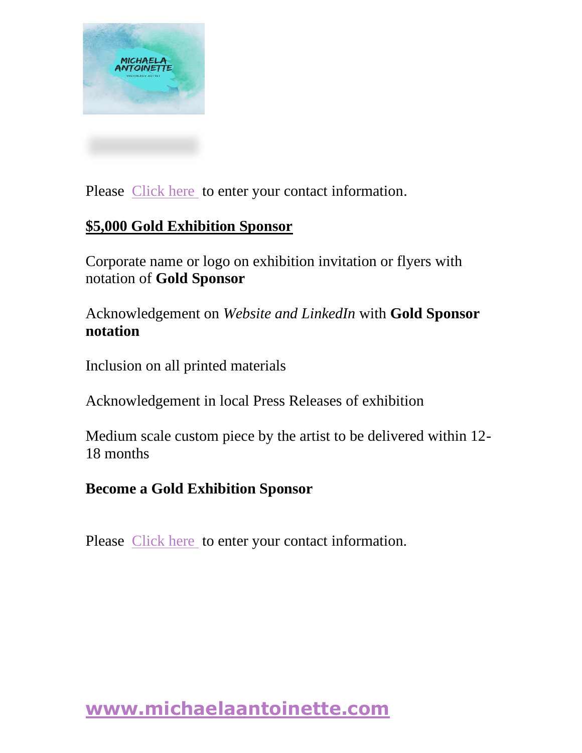Please Click here to enter your contact information.

**$5,000 Gold Exhibition Sponsor**

Corporate name or logo on exhibition invitation or flyers with notation of **Gold Sponsor**

Acknowledgement on *Website and LinkedIn* with **Gold Sponsor notation**

Inclusion on all printed materials

Acknowledgement in local Press Releases of exhibition

Medium scale custom piece by the artist to be delivered within 12-18 months

**Become a Gold Exhibition Sponsor**

Please Click here to enter your contact information.

**www.michaelaantoinette.com**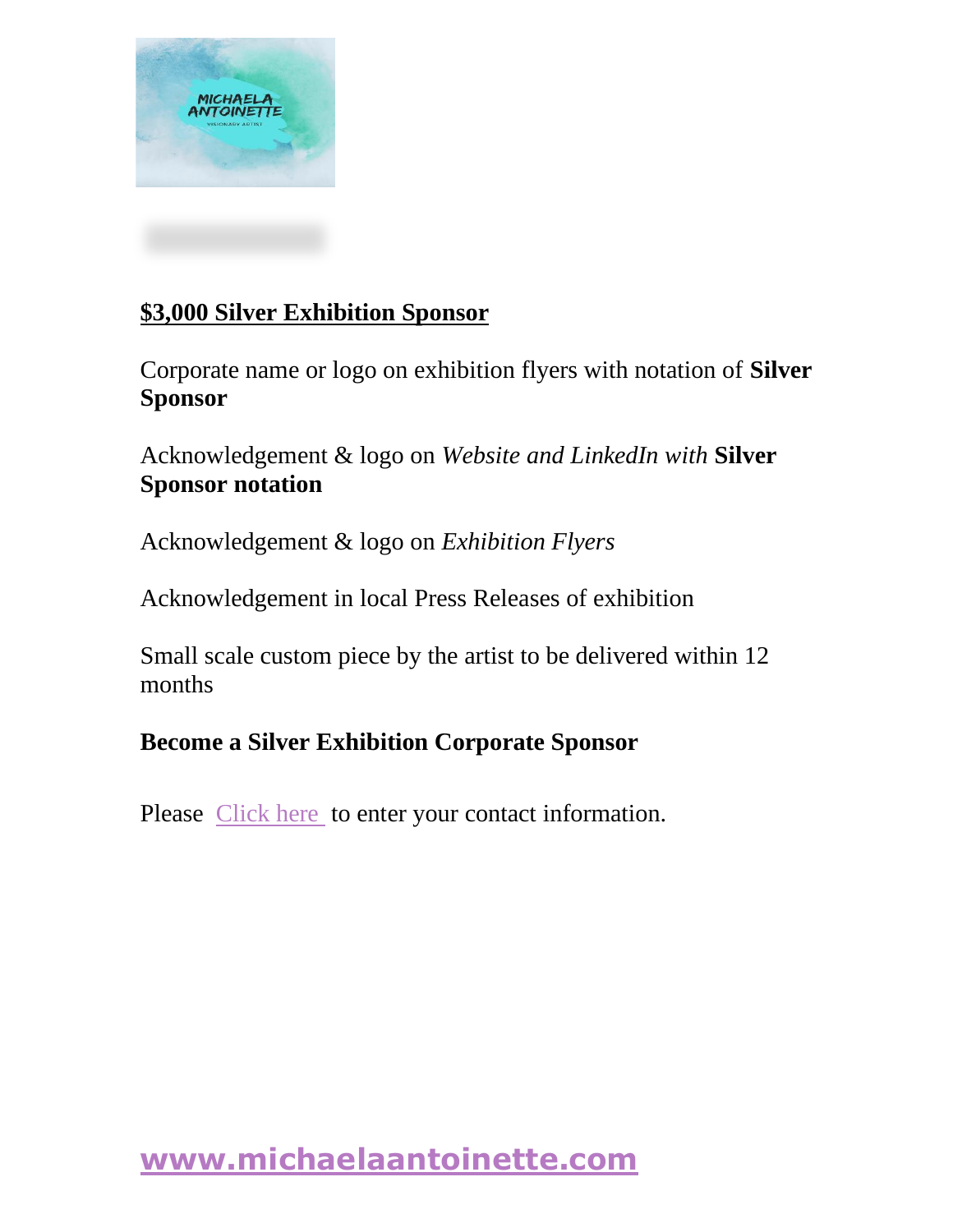**$3,000 Silver Exhibition Sponsor**

Corporate name or logo on exhibition flyers with notation of **Silver Sponsor**

Acknowledgement & logo on *Website and LinkedIn with* **Silver Sponsor notation**

Acknowledgement & logo on *Exhibition Flyers*

Acknowledgement in local Press Releases of exhibition

Small scale custom piece by the artist to be delivered within 12 months

**Become a Silver Exhibition Corporate Sponsor**

Please Click here to enter your contact information.

**www.michaelaantoinette.com**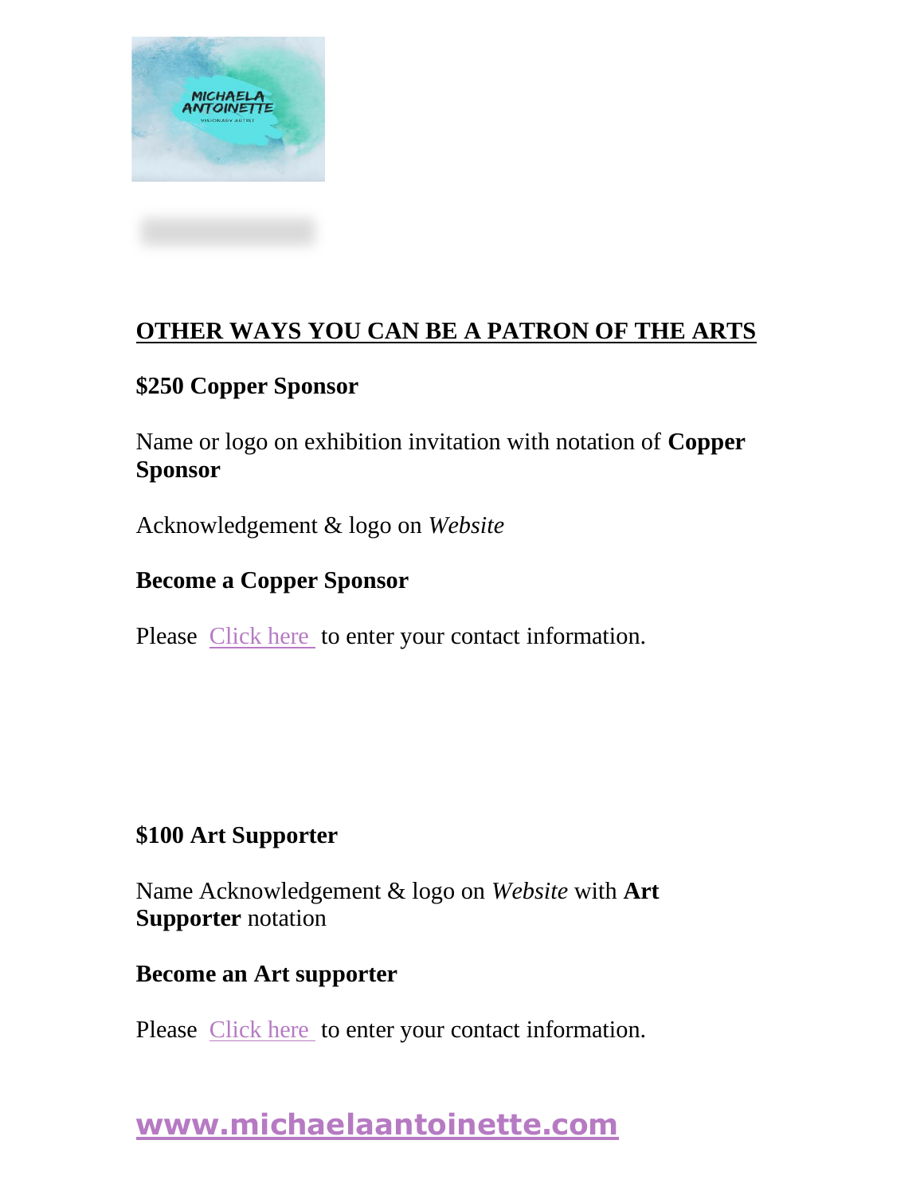## OTHER WAYS YOU CAN BE A PATRON OF THE ARTS

**$250 Copper Sponsor**

Name or logo on exhibition invitation with notation of **Copper Sponsor**

Acknowledgement & logo on *Website*

**Become a Copper Sponsor**

Please Click here to enter your contact information.

**$100 Art Supporter**

Name Acknowledgement & logo on *Website* with **Art Supporter** notation

**Become an Art supporter**

Please Click here to enter your contact information.

**www.michaelaantoinette.com**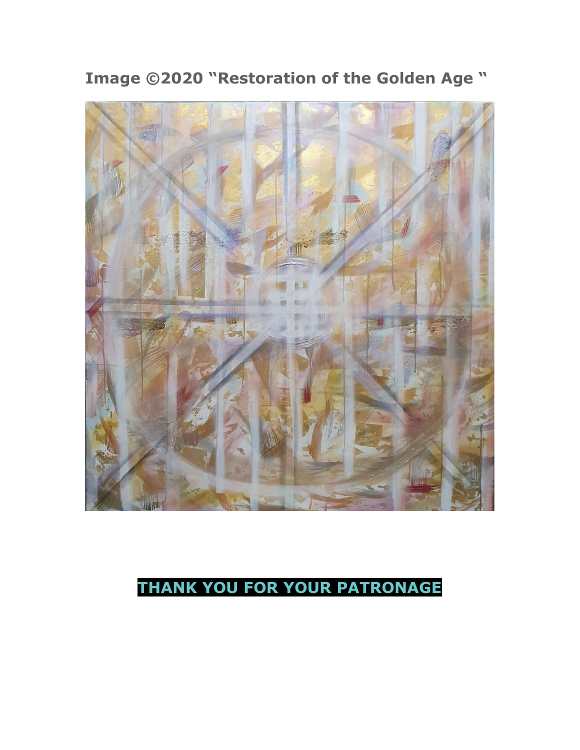**Image ©2020 "Restoration of the Golden Age "**

**THANK YOU FOR YOUR PATRONAGE**